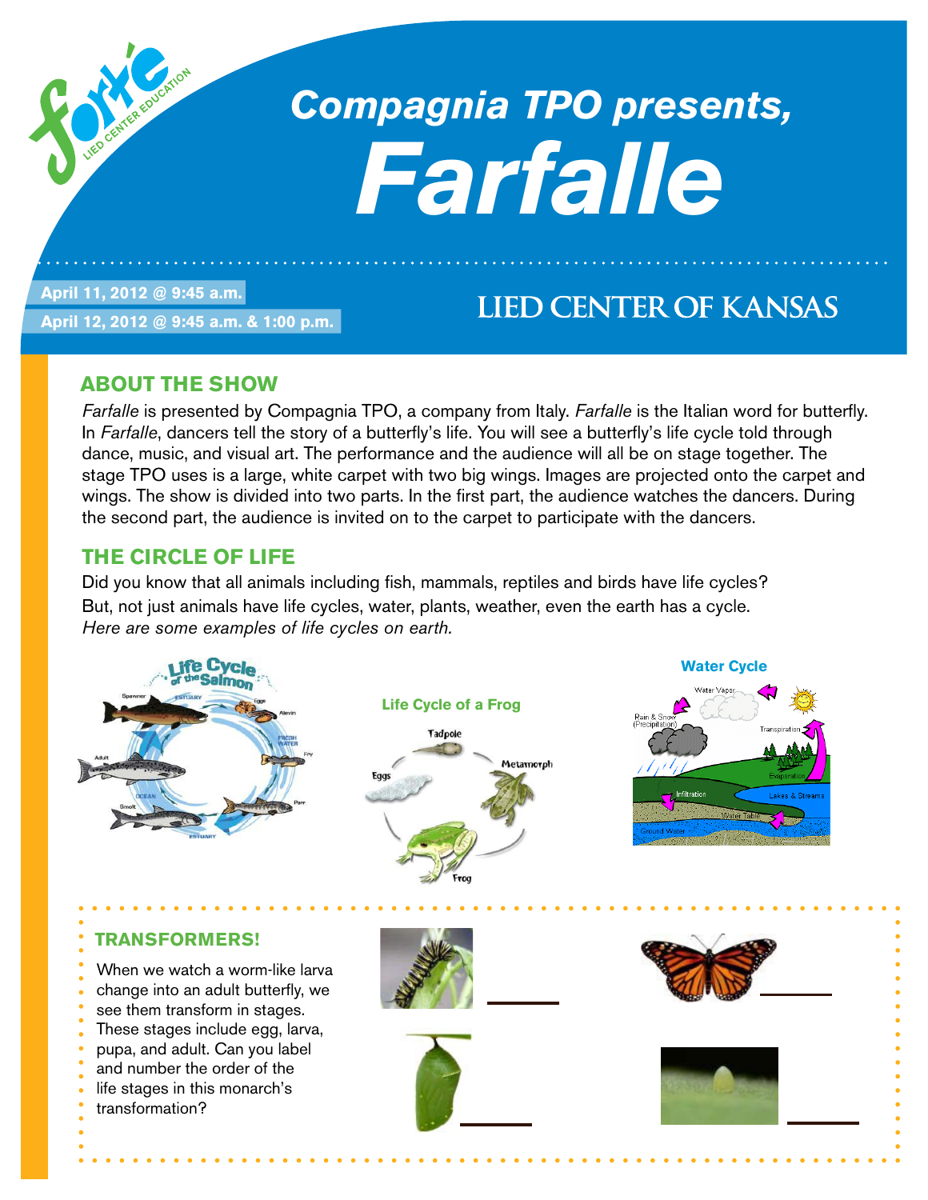# Compagnia TPO presents, *Farfalle*

April 11, 2012 @ 9:45 a.m.

April 12, 2012 @ 9:45 a.m. & 1:00 p.m.

LIED CENTER OF KANSAS

## ABOUT THE SHOW

*Farfalle* is presented by Compagnia TPO, a company from Italy. *Farfalle* is the Italian word for butterfly. In *Farfalle*, dancers tell the story of a butterfly's life. You will see a butterfly's life cycle told through dance, music, and visual art. The performance and the audience will all be on stage together. The stage TPO uses is a large, white carpet with two big wings. Images are projected onto the carpet and wings. The show is divided into two parts. In the first part, the audience watches the dancers. During the second part, the audience is invited on to the carpet to participate with the dancers.

## THE CIRCLE OF LIFE

Did you know that all animals including fish, mammals, reptiles and birds have life cycles? But, not just animals have life cycles, water, plants, weather, even the earth has a cycle.

*Here are some examples of life cycles on earth.*

Life Cycle of the Salmon

Life Cycle of a Frog

Water Cycle

## TRANSFORMERS!

When we watch a worm-like larva change into an adult butterfly, we see them transform in stages. These stages include egg, larva, pupa, and adult. Can you label and number the order of the life stages in this monarch's transformation?

\_\_\_\_\_\_

\_\_\_\_\_\_

\_\_\_\_\_\_

\_\_\_\_\_\_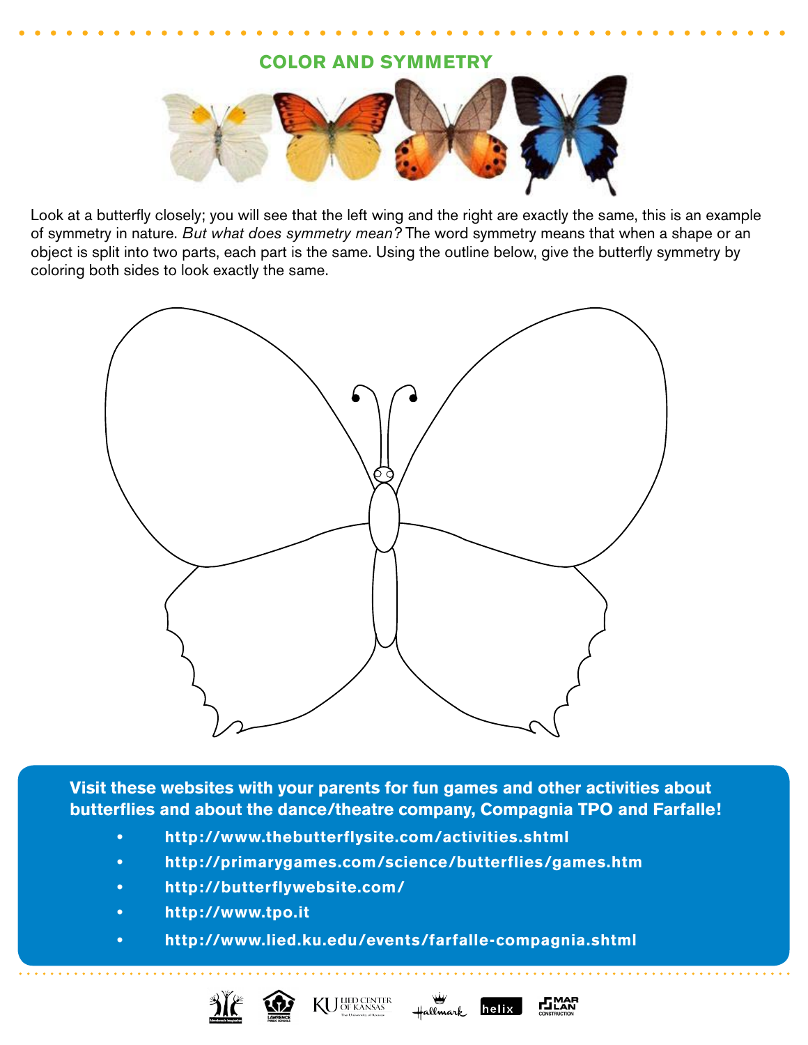## COLOR AND SYMMETRY

Look at a butterfly closely; you will see that the left wing and the right are exactly the same, this is an example of symmetry in nature. *But what does symmetry mean?* The word symmetry means that when a shape or an object is split into two parts, each part is the same. Using the outline below, give the butterfly symmetry by coloring both sides to look exactly the same.

**Visit these websites with your parents for fun games and other activities about butterflies and about the dance/theatre company, Compagnia TPO and Farfalle!**

- **http://www.thebutterflysite.com/activities.shtml**
- **http://primarygames.com/science/butterflies/games.htm**
- **http://butterflywebsite.com/**
- **http://www.tpo.it**
- **http://www.lied.ku.edu/events/farfalle-compagnia.shtml**